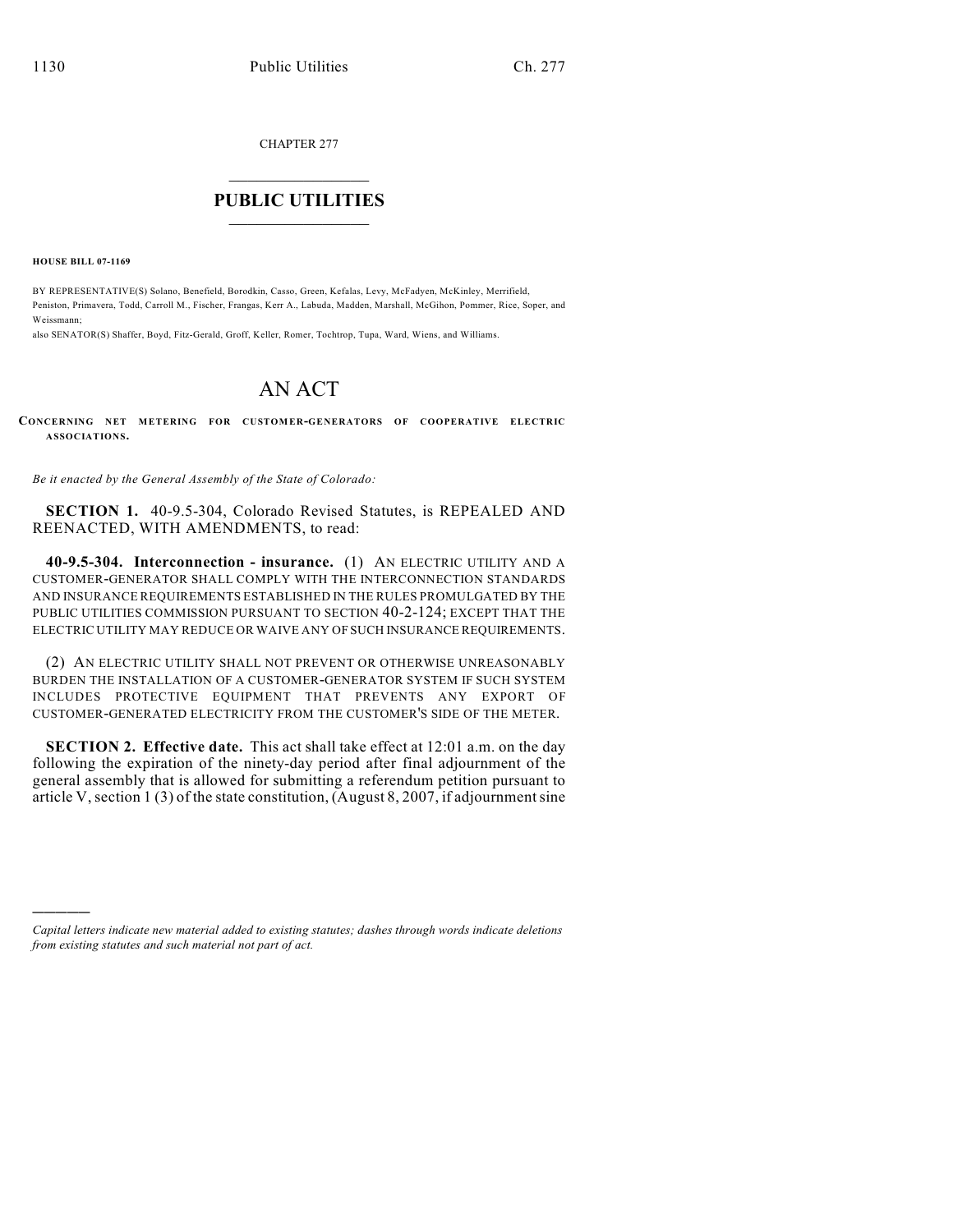CHAPTER 277

# PUBLIC UTILITIES

**HOUSE BILL 07-1169**

BY REPRESENTATIVE(S) Solano, Benefield, Borodkin, Casso, Green, Kefalas, Levy, McFadyen, McKinley, Merrifield, Peniston, Primavera, Todd, Carroll M., Fischer, Frangas, Kerr A., Labuda, Madden, Marshall, McGihon, Pommer, Rice, Soper, and Weissmann;

also SENATOR(S) Shaffer, Boyd, Fitz-Gerald, Groff, Keller, Romer, Tochtrop, Tupa, Ward, Wiens, and Williams.

# AN ACT

**CONCERNING NET METERING FOR CUSTOMER-GENERATORS OF COOPERATIVE ELECTRIC ASSOCIATIONS.**

*Be it enacted by the General Assembly of the State of Colorado:*

**SECTION 1.** 40-9.5-304, Colorado Revised Statutes, is REPEALED AND REENACTED, WITH AMENDMENTS, to read:

**40-9.5-304. Interconnection - insurance.** (1) AN ELECTRIC UTILITY AND A CUSTOMER-GENERATOR SHALL COMPLY WITH THE INTERCONNECTION STANDARDS AND INSURANCE REQUIREMENTS ESTABLISHED IN THE RULES PROMULGATED BY THE PUBLIC UTILITIES COMMISSION PURSUANT TO SECTION 40-2-124; EXCEPT THAT THE ELECTRIC UTILITY MAY REDUCE OR WAIVE ANY OF SUCH INSURANCE REQUIREMENTS.

(2) AN ELECTRIC UTILITY SHALL NOT PREVENT OR OTHERWISE UNREASONABLY BURDEN THE INSTALLATION OF A CUSTOMER-GENERATOR SYSTEM IF SUCH SYSTEM INCLUDES PROTECTIVE EQUIPMENT THAT PREVENTS ANY EXPORT OF CUSTOMER-GENERATED ELECTRICITY FROM THE CUSTOMER'S SIDE OF THE METER.

**SECTION 2. Effective date.** This act shall take effect at 12:01 a.m. on the day following the expiration of the ninety-day period after final adjournment of the general assembly that is allowed for submitting a referendum petition pursuant to article V, section 1 (3) of the state constitution, (August 8, 2007, if adjournment sine

---

*Capital letters indicate new material added to existing statutes; dashes through words indicate deletions from existing statutes and such material not part of act.*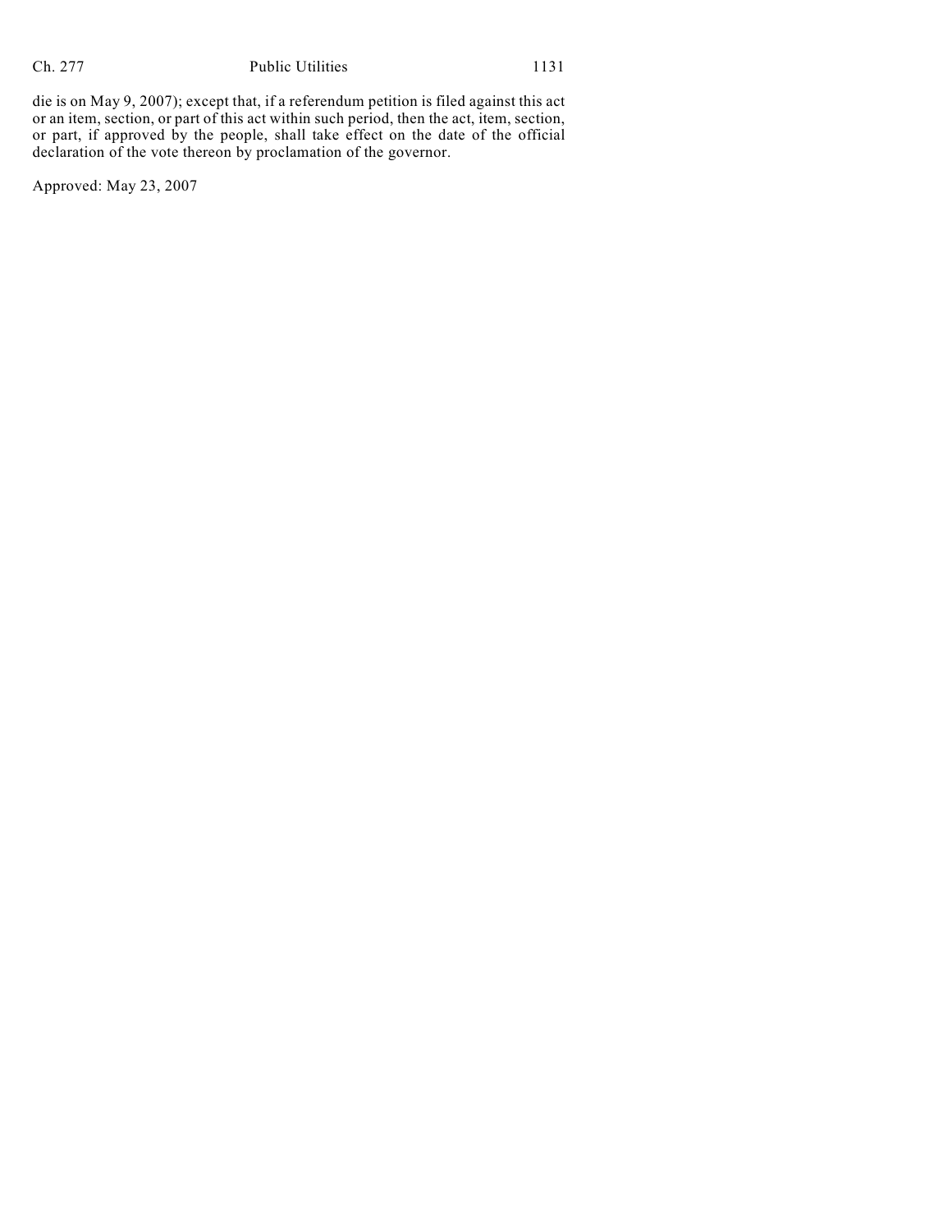die is on May 9, 2007); except that, if a referendum petition is filed against this act or an item, section, or part of this act within such period, then the act, item, section, or part, if approved by the people, shall take effect on the date of the official declaration of the vote thereon by proclamation of the governor.

Approved: May 23, 2007